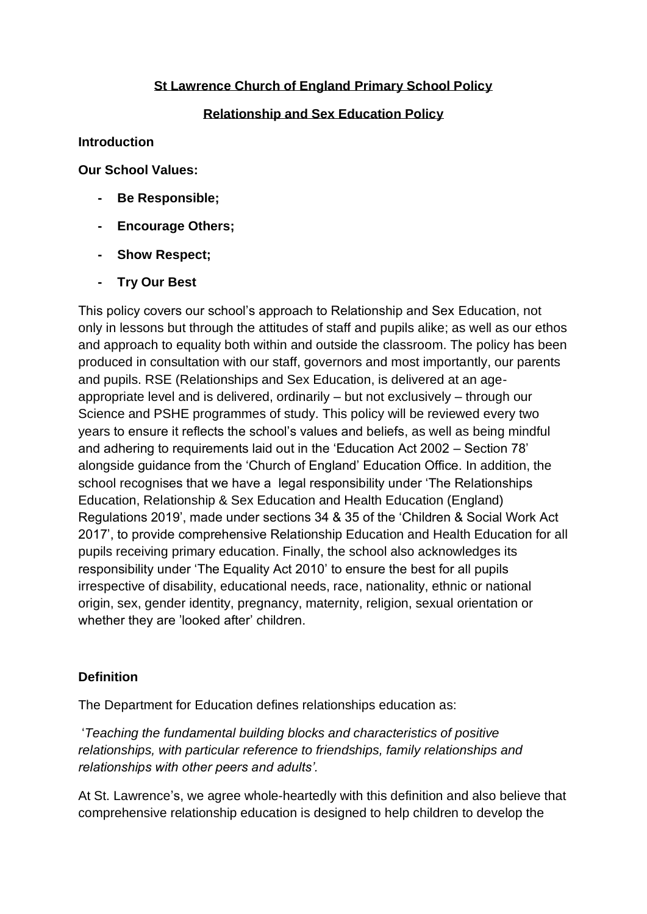# St Lawrence Church of England Primary School Policy

## Relationship and Sex Education Policy

**Introduction**

**Our School Values:**

- **Be Responsible;**
- **Encourage Others;**
- **Show Respect;**
- **Try Our Best**

This policy covers our school's approach to Relationship and Sex Education, not only in lessons but through the attitudes of staff and pupils alike; as well as our ethos and approach to equality both within and outside the classroom. The policy has been produced in consultation with our staff, governors and most importantly, our parents and pupils. RSE (Relationships and Sex Education, is delivered at an age-appropriate level and is delivered, ordinarily – but not exclusively – through our Science and PSHE programmes of study. This policy will be reviewed every two years to ensure it reflects the school's values and beliefs, as well as being mindful and adhering to requirements laid out in the 'Education Act 2002 – Section 78' alongside guidance from the 'Church of England' Education Office. In addition, the school recognises that we have a legal responsibility under 'The Relationships Education, Relationship & Sex Education and Health Education (England) Regulations 2019', made under sections 34 & 35 of the 'Children & Social Work Act 2017', to provide comprehensive Relationship Education and Health Education for all pupils receiving primary education. Finally, the school also acknowledges its responsibility under 'The Equality Act 2010' to ensure the best for all pupils irrespective of disability, educational needs, race, nationality, ethnic or national origin, sex, gender identity, pregnancy, maternity, religion, sexual orientation or whether they are 'looked after' children.

**Definition**

The Department for Education defines relationships education as:

'*Teaching the fundamental building blocks and characteristics of positive relationships, with particular reference to friendships, family relationships and relationships with other peers and adults'.*

At St. Lawrence's, we agree whole-heartedly with this definition and also believe that comprehensive relationship education is designed to help children to develop the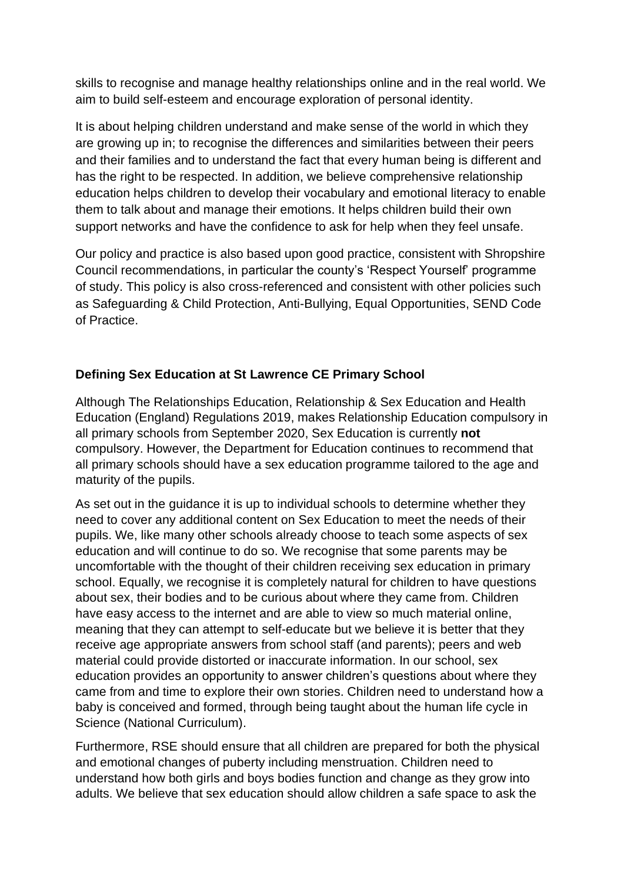skills to recognise and manage healthy relationships online and in the real world. We aim to build self-esteem and encourage exploration of personal identity.

It is about helping children understand and make sense of the world in which they are growing up in; to recognise the differences and similarities between their peers and their families and to understand the fact that every human being is different and has the right to be respected. In addition, we believe comprehensive relationship education helps children to develop their vocabulary and emotional literacy to enable them to talk about and manage their emotions. It helps children build their own support networks and have the confidence to ask for help when they feel unsafe.

Our policy and practice is also based upon good practice, consistent with Shropshire Council recommendations, in particular the county's 'Respect Yourself' programme of study. This policy is also cross-referenced and consistent with other policies such as Safeguarding & Child Protection, Anti-Bullying, Equal Opportunities, SEND Code of Practice.

**Defining Sex Education at St Lawrence CE Primary School**

Although The Relationships Education, Relationship & Sex Education and Health Education (England) Regulations 2019, makes Relationship Education compulsory in all primary schools from September 2020, Sex Education is currently **not** compulsory. However, the Department for Education continues to recommend that all primary schools should have a sex education programme tailored to the age and maturity of the pupils.

As set out in the guidance it is up to individual schools to determine whether they need to cover any additional content on Sex Education to meet the needs of their pupils. We, like many other schools already choose to teach some aspects of sex education and will continue to do so. We recognise that some parents may be uncomfortable with the thought of their children receiving sex education in primary school. Equally, we recognise it is completely natural for children to have questions about sex, their bodies and to be curious about where they came from. Children have easy access to the internet and are able to view so much material online, meaning that they can attempt to self-educate but we believe it is better that they receive age appropriate answers from school staff (and parents); peers and web material could provide distorted or inaccurate information. In our school, sex education provides an opportunity to answer children's questions about where they came from and time to explore their own stories. Children need to understand how a baby is conceived and formed, through being taught about the human life cycle in Science (National Curriculum).

Furthermore, RSE should ensure that all children are prepared for both the physical and emotional changes of puberty including menstruation. Children need to understand how both girls and boys bodies function and change as they grow into adults. We believe that sex education should allow children a safe space to ask the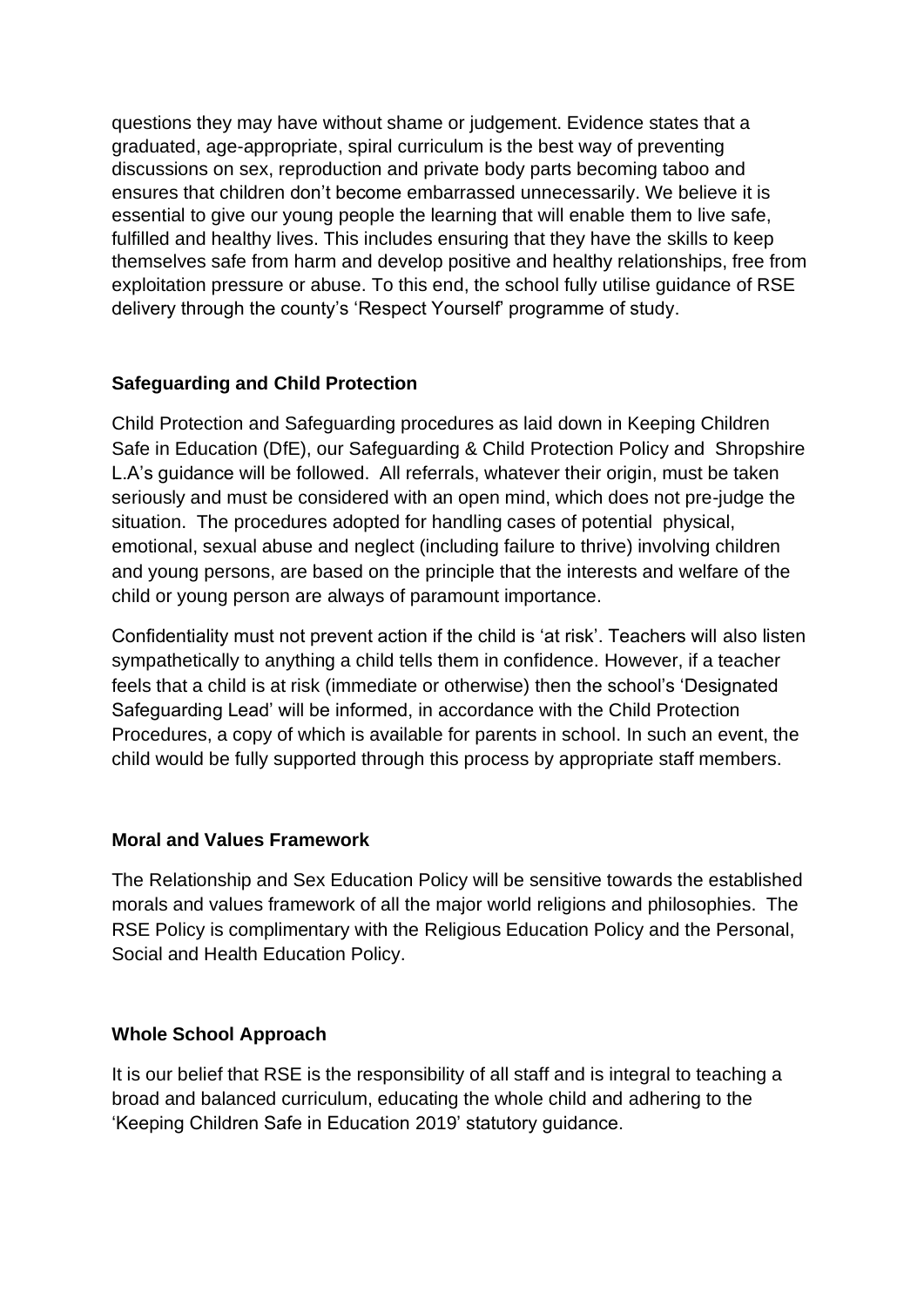questions they may have without shame or judgement. Evidence states that a graduated, age-appropriate, spiral curriculum is the best way of preventing discussions on sex, reproduction and private body parts becoming taboo and ensures that children don't become embarrassed unnecessarily. We believe it is essential to give our young people the learning that will enable them to live safe, fulfilled and healthy lives. This includes ensuring that they have the skills to keep themselves safe from harm and develop positive and healthy relationships, free from exploitation pressure or abuse. To this end, the school fully utilise guidance of RSE delivery through the county's 'Respect Yourself' programme of study.

**Safeguarding and Child Protection**

Child Protection and Safeguarding procedures as laid down in Keeping Children Safe in Education (DfE), our Safeguarding & Child Protection Policy and Shropshire L.A's guidance will be followed. All referrals, whatever their origin, must be taken seriously and must be considered with an open mind, which does not pre-judge the situation. The procedures adopted for handling cases of potential physical, emotional, sexual abuse and neglect (including failure to thrive) involving children and young persons, are based on the principle that the interests and welfare of the child or young person are always of paramount importance.

Confidentiality must not prevent action if the child is 'at risk'. Teachers will also listen sympathetically to anything a child tells them in confidence. However, if a teacher feels that a child is at risk (immediate or otherwise) then the school's 'Designated Safeguarding Lead' will be informed, in accordance with the Child Protection Procedures, a copy of which is available for parents in school. In such an event, the child would be fully supported through this process by appropriate staff members.

**Moral and Values Framework**

The Relationship and Sex Education Policy will be sensitive towards the established morals and values framework of all the major world religions and philosophies. The RSE Policy is complimentary with the Religious Education Policy and the Personal, Social and Health Education Policy.

**Whole School Approach**

It is our belief that RSE is the responsibility of all staff and is integral to teaching a broad and balanced curriculum, educating the whole child and adhering to the 'Keeping Children Safe in Education 2019' statutory guidance.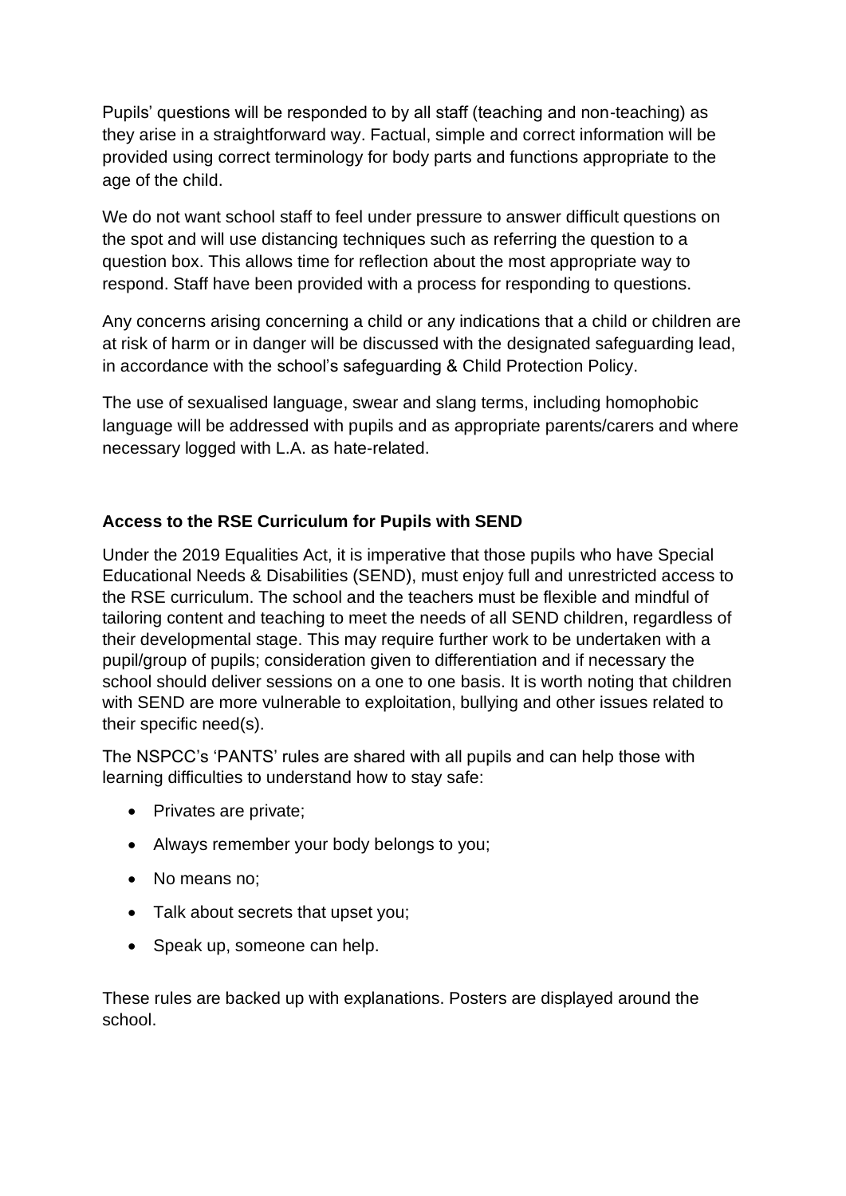Pupils' questions will be responded to by all staff (teaching and non-teaching) as they arise in a straightforward way. Factual, simple and correct information will be provided using correct terminology for body parts and functions appropriate to the age of the child.

We do not want school staff to feel under pressure to answer difficult questions on the spot and will use distancing techniques such as referring the question to a question box. This allows time for reflection about the most appropriate way to respond. Staff have been provided with a process for responding to questions.

Any concerns arising concerning a child or any indications that a child or children are at risk of harm or in danger will be discussed with the designated safeguarding lead, in accordance with the school's safeguarding & Child Protection Policy.

The use of sexualised language, swear and slang terms, including homophobic language will be addressed with pupils and as appropriate parents/carers and where necessary logged with L.A. as hate-related.

**Access to the RSE Curriculum for Pupils with SEND**

Under the 2019 Equalities Act, it is imperative that those pupils who have Special Educational Needs & Disabilities (SEND), must enjoy full and unrestricted access to the RSE curriculum. The school and the teachers must be flexible and mindful of tailoring content and teaching to meet the needs of all SEND children, regardless of their developmental stage. This may require further work to be undertaken with a pupil/group of pupils; consideration given to differentiation and if necessary the school should deliver sessions on a one to one basis. It is worth noting that children with SEND are more vulnerable to exploitation, bullying and other issues related to their specific need(s).

The NSPCC's 'PANTS' rules are shared with all pupils and can help those with learning difficulties to understand how to stay safe:

- Privates are private;
- Always remember your body belongs to you;
- No means no;
- Talk about secrets that upset you;
- Speak up, someone can help.

These rules are backed up with explanations. Posters are displayed around the school.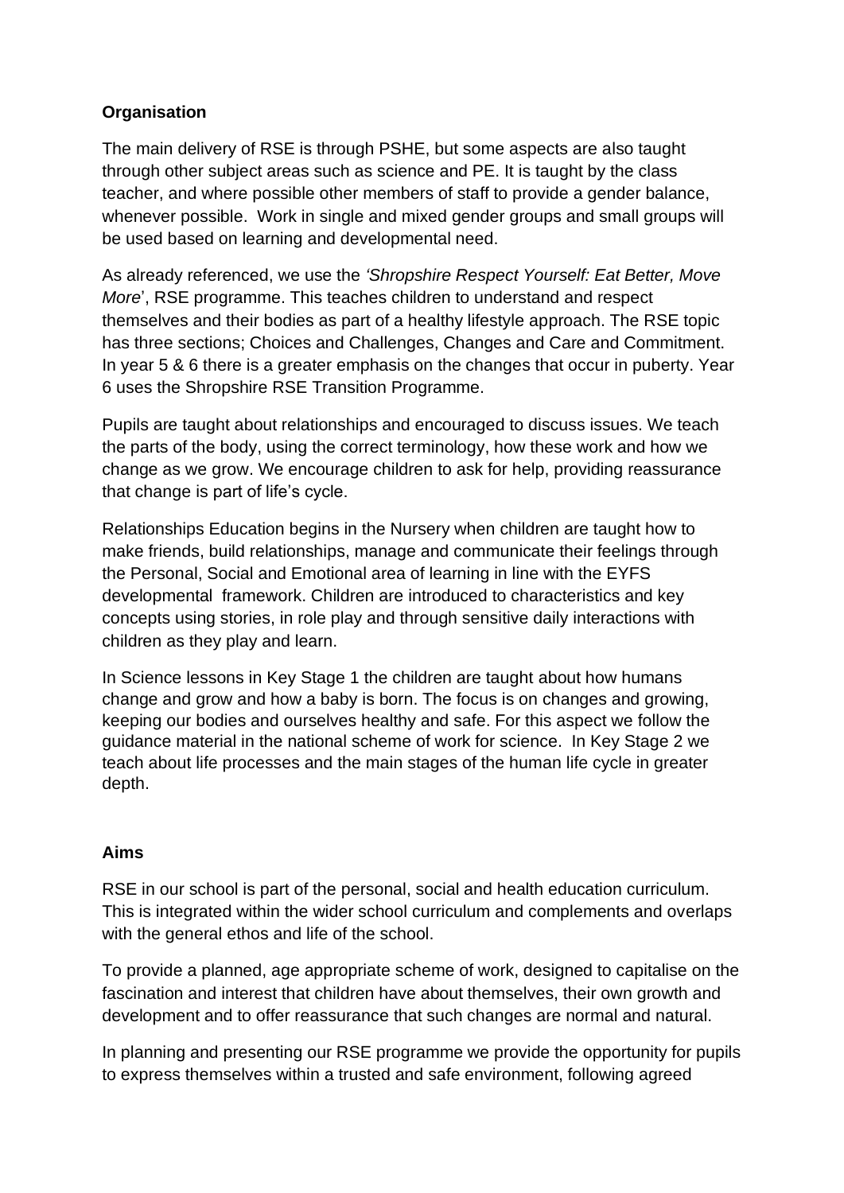**Organisation**

The main delivery of RSE is through PSHE, but some aspects are also taught through other subject areas such as science and PE. It is taught by the class teacher, and where possible other members of staff to provide a gender balance, whenever possible. Work in single and mixed gender groups and small groups will be used based on learning and developmental need.

As already referenced, we use the *'Shropshire Respect Yourself: Eat Better, Move More*', RSE programme. This teaches children to understand and respect themselves and their bodies as part of a healthy lifestyle approach. The RSE topic has three sections; Choices and Challenges, Changes and Care and Commitment. In year 5 & 6 there is a greater emphasis on the changes that occur in puberty. Year 6 uses the Shropshire RSE Transition Programme.

Pupils are taught about relationships and encouraged to discuss issues. We teach the parts of the body, using the correct terminology, how these work and how we change as we grow. We encourage children to ask for help, providing reassurance that change is part of life's cycle.

Relationships Education begins in the Nursery when children are taught how to make friends, build relationships, manage and communicate their feelings through the Personal, Social and Emotional area of learning in line with the EYFS developmental framework. Children are introduced to characteristics and key concepts using stories, in role play and through sensitive daily interactions with children as they play and learn.

In Science lessons in Key Stage 1 the children are taught about how humans change and grow and how a baby is born. The focus is on changes and growing, keeping our bodies and ourselves healthy and safe. For this aspect we follow the guidance material in the national scheme of work for science. In Key Stage 2 we teach about life processes and the main stages of the human life cycle in greater depth.

**Aims**

RSE in our school is part of the personal, social and health education curriculum. This is integrated within the wider school curriculum and complements and overlaps with the general ethos and life of the school.

To provide a planned, age appropriate scheme of work, designed to capitalise on the fascination and interest that children have about themselves, their own growth and development and to offer reassurance that such changes are normal and natural.

In planning and presenting our RSE programme we provide the opportunity for pupils to express themselves within a trusted and safe environment, following agreed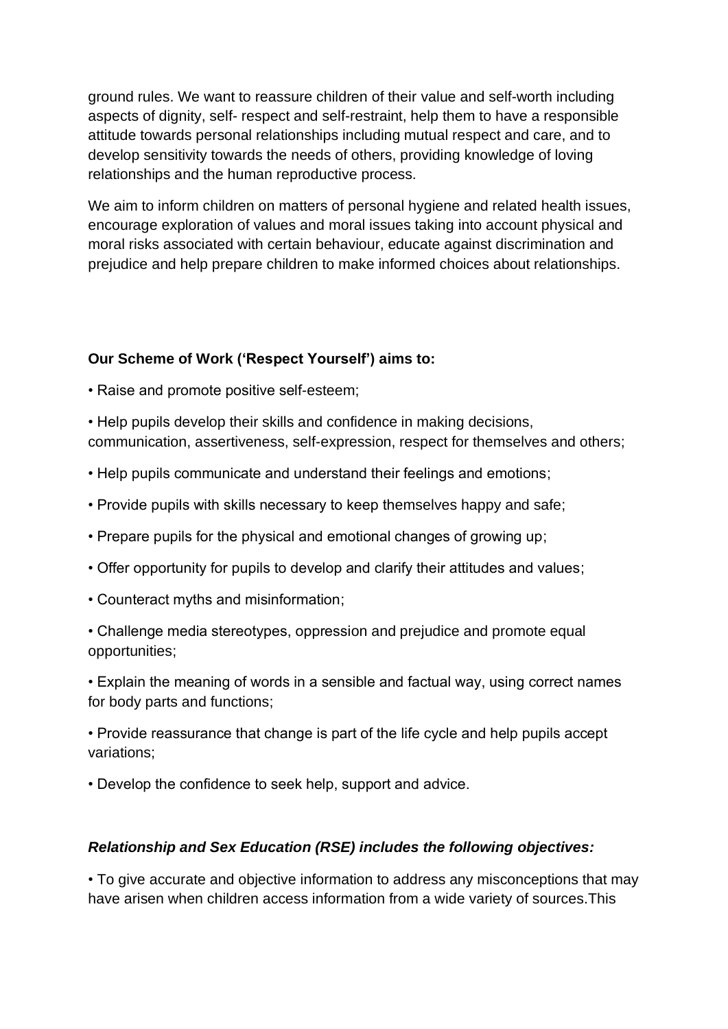ground rules. We want to reassure children of their value and self-worth including aspects of dignity, self- respect and self-restraint, help them to have a responsible attitude towards personal relationships including mutual respect and care, and to develop sensitivity towards the needs of others, providing knowledge of loving relationships and the human reproductive process.

We aim to inform children on matters of personal hygiene and related health issues, encourage exploration of values and moral issues taking into account physical and moral risks associated with certain behaviour, educate against discrimination and prejudice and help prepare children to make informed choices about relationships.

**Our Scheme of Work ('Respect Yourself') aims to:**

- Raise and promote positive self-esteem;
- Help pupils develop their skills and confidence in making decisions, communication, assertiveness, self-expression, respect for themselves and others;
- Help pupils communicate and understand their feelings and emotions;
- Provide pupils with skills necessary to keep themselves happy and safe;
- Prepare pupils for the physical and emotional changes of growing up;
- Offer opportunity for pupils to develop and clarify their attitudes and values;
- Counteract myths and misinformation;
- Challenge media stereotypes, oppression and prejudice and promote equal opportunities;
- Explain the meaning of words in a sensible and factual way, using correct names for body parts and functions;
- Provide reassurance that change is part of the life cycle and help pupils accept variations;
- Develop the confidence to seek help, support and advice.

***Relationship and Sex Education (RSE) includes the following objectives:***

- To give accurate and objective information to address any misconceptions that may have arisen when children access information from a wide variety of sources.This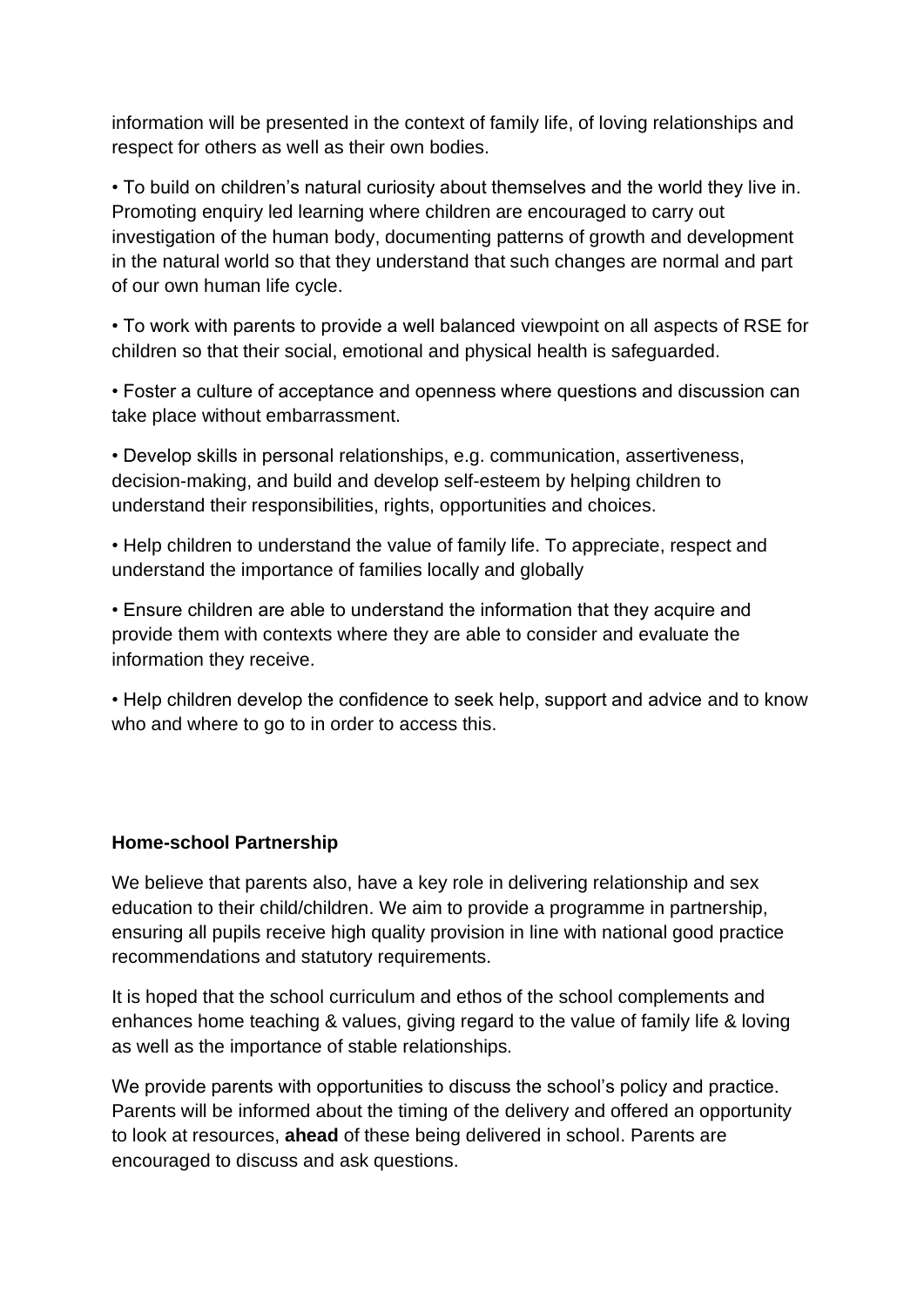information will be presented in the context of family life, of loving relationships and respect for others as well as their own bodies.

• To build on children's natural curiosity about themselves and the world they live in. Promoting enquiry led learning where children are encouraged to carry out investigation of the human body, documenting patterns of growth and development in the natural world so that they understand that such changes are normal and part of our own human life cycle.

• To work with parents to provide a well balanced viewpoint on all aspects of RSE for children so that their social, emotional and physical health is safeguarded.

• Foster a culture of acceptance and openness where questions and discussion can take place without embarrassment.

• Develop skills in personal relationships, e.g. communication, assertiveness, decision-making, and build and develop self-esteem by helping children to understand their responsibilities, rights, opportunities and choices.

• Help children to understand the value of family life. To appreciate, respect and understand the importance of families locally and globally

• Ensure children are able to understand the information that they acquire and provide them with contexts where they are able to consider and evaluate the information they receive.

• Help children develop the confidence to seek help, support and advice and to know who and where to go to in order to access this.

**Home-school Partnership**

We believe that parents also, have a key role in delivering relationship and sex education to their child/children. We aim to provide a programme in partnership, ensuring all pupils receive high quality provision in line with national good practice recommendations and statutory requirements.

It is hoped that the school curriculum and ethos of the school complements and enhances home teaching & values, giving regard to the value of family life & loving as well as the importance of stable relationships.

We provide parents with opportunities to discuss the school's policy and practice. Parents will be informed about the timing of the delivery and offered an opportunity to look at resources, **ahead** of these being delivered in school. Parents are encouraged to discuss and ask questions.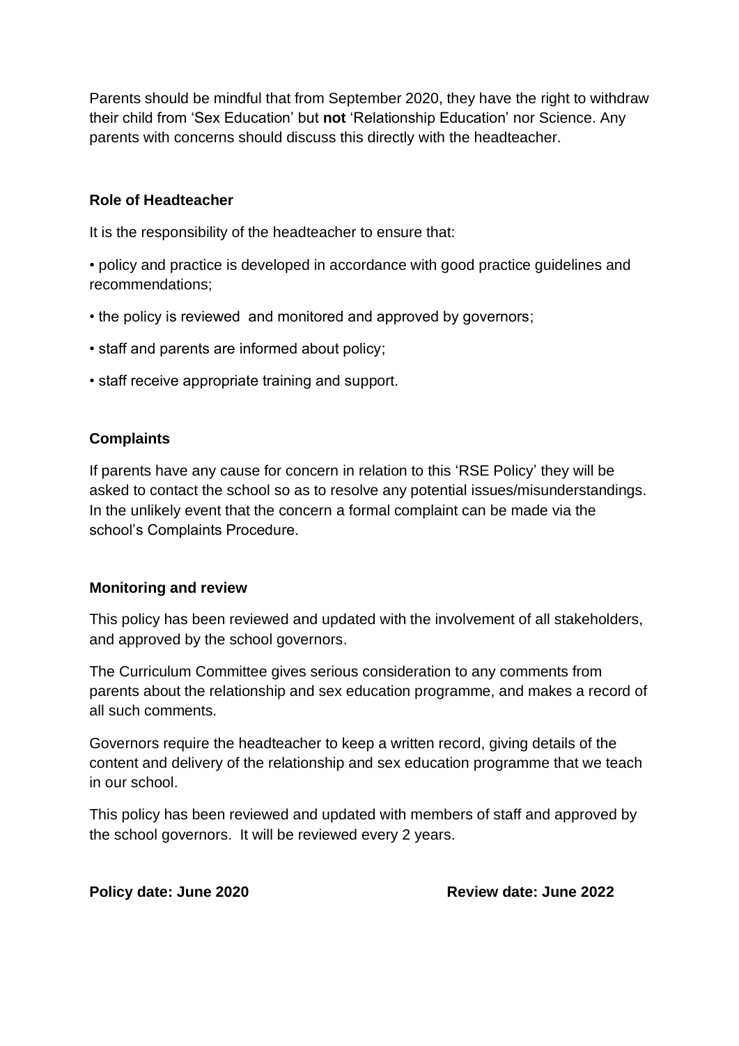Parents should be mindful that from September 2020, they have the right to withdraw their child from 'Sex Education' but **not** 'Relationship Education' nor Science. Any parents with concerns should discuss this directly with the headteacher.

**Role of Headteacher**

It is the responsibility of the headteacher to ensure that:

• policy and practice is developed in accordance with good practice guidelines and recommendations;

• the policy is reviewed and monitored and approved by governors;

• staff and parents are informed about policy;

• staff receive appropriate training and support.

**Complaints**

If parents have any cause for concern in relation to this 'RSE Policy' they will be asked to contact the school so as to resolve any potential issues/misunderstandings. In the unlikely event that the concern a formal complaint can be made via the school's Complaints Procedure.

**Monitoring and review**

This policy has been reviewed and updated with the involvement of all stakeholders, and approved by the school governors.

The Curriculum Committee gives serious consideration to any comments from parents about the relationship and sex education programme, and makes a record of all such comments.

Governors require the headteacher to keep a written record, giving details of the content and delivery of the relationship and sex education programme that we teach in our school.

This policy has been reviewed and updated with members of staff and approved by the school governors. It will be reviewed every 2 years.

**Policy date: June 2020** **Review date: June 2022**